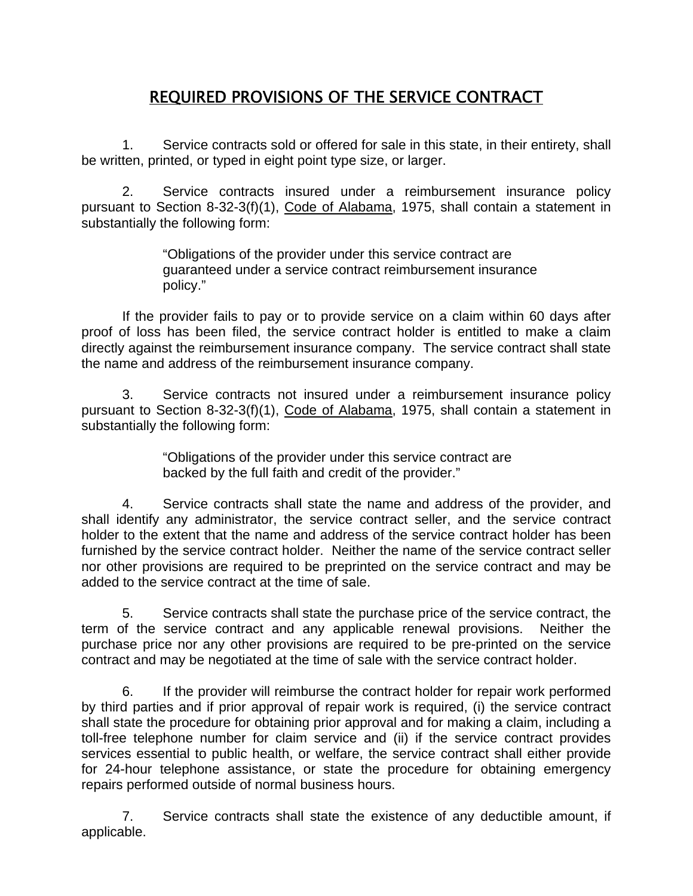# REQUIRED PROVISIONS OF THE SERVICE CONTRACT

1. Service contracts sold or offered for sale in this state, in their entirety, shall be written, printed, or typed in eight point type size, or larger.

2. Service contracts insured under a reimbursement insurance policy pursuant to Section 8-32-3(f)(1), Code of Alabama, 1975, shall contain a statement in substantially the following form:

   > "Obligations of the provider under this service contract are guaranteed under a service contract reimbursement insurance policy."

   If the provider fails to pay or to provide service on a claim within 60 days after proof of loss has been filed, the service contract holder is entitled to make a claim directly against the reimbursement insurance company. The service contract shall state the name and address of the reimbursement insurance company.

3. Service contracts not insured under a reimbursement insurance policy pursuant to Section 8-32-3(f)(1), Code of Alabama, 1975, shall contain a statement in substantially the following form:

   > "Obligations of the provider under this service contract are backed by the full faith and credit of the provider."

4. Service contracts shall state the name and address of the provider, and shall identify any administrator, the service contract seller, and the service contract holder to the extent that the name and address of the service contract holder has been furnished by the service contract holder. Neither the name of the service contract seller nor other provisions are required to be preprinted on the service contract and may be added to the service contract at the time of sale.

5. Service contracts shall state the purchase price of the service contract, the term of the service contract and any applicable renewal provisions. Neither the purchase price nor any other provisions are required to be pre-printed on the service contract and may be negotiated at the time of sale with the service contract holder.

6. If the provider will reimburse the contract holder for repair work performed by third parties and if prior approval of repair work is required, (i) the service contract shall state the procedure for obtaining prior approval and for making a claim, including a toll-free telephone number for claim service and (ii) if the service contract provides services essential to public health, or welfare, the service contract shall either provide for 24-hour telephone assistance, or state the procedure for obtaining emergency repairs performed outside of normal business hours.

7. Service contracts shall state the existence of any deductible amount, if applicable.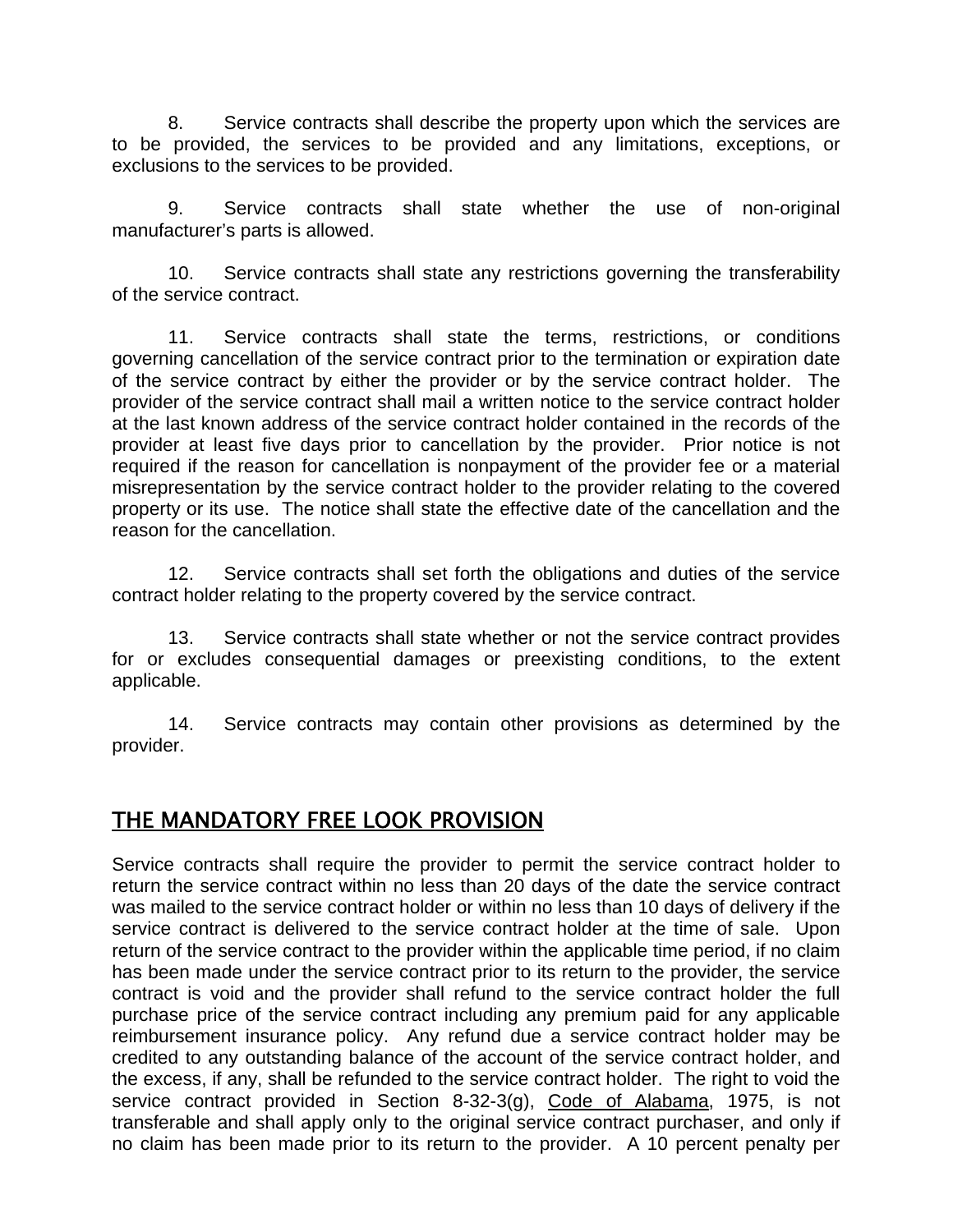8. Service contracts shall describe the property upon which the services are to be provided, the services to be provided and any limitations, exceptions, or exclusions to the services to be provided.

9. Service contracts shall state whether the use of non-original manufacturer's parts is allowed.

10. Service contracts shall state any restrictions governing the transferability of the service contract.

11. Service contracts shall state the terms, restrictions, or conditions governing cancellation of the service contract prior to the termination or expiration date of the service contract by either the provider or by the service contract holder. The provider of the service contract shall mail a written notice to the service contract holder at the last known address of the service contract holder contained in the records of the provider at least five days prior to cancellation by the provider. Prior notice is not required if the reason for cancellation is nonpayment of the provider fee or a material misrepresentation by the service contract holder to the provider relating to the covered property or its use. The notice shall state the effective date of the cancellation and the reason for the cancellation.

12. Service contracts shall set forth the obligations and duties of the service contract holder relating to the property covered by the service contract.

13. Service contracts shall state whether or not the service contract provides for or excludes consequential damages or preexisting conditions, to the extent applicable.

14. Service contracts may contain other provisions as determined by the provider.

## THE MANDATORY FREE LOOK PROVISION

Service contracts shall require the provider to permit the service contract holder to return the service contract within no less than 20 days of the date the service contract was mailed to the service contract holder or within no less than 10 days of delivery if the service contract is delivered to the service contract holder at the time of sale. Upon return of the service contract to the provider within the applicable time period, if no claim has been made under the service contract prior to its return to the provider, the service contract is void and the provider shall refund to the service contract holder the full purchase price of the service contract including any premium paid for any applicable reimbursement insurance policy. Any refund due a service contract holder may be credited to any outstanding balance of the account of the service contract holder, and the excess, if any, shall be refunded to the service contract holder. The right to void the service contract provided in Section 8-32-3(g), Code of Alabama, 1975, is not transferable and shall apply only to the original service contract purchaser, and only if no claim has been made prior to its return to the provider. A 10 percent penalty per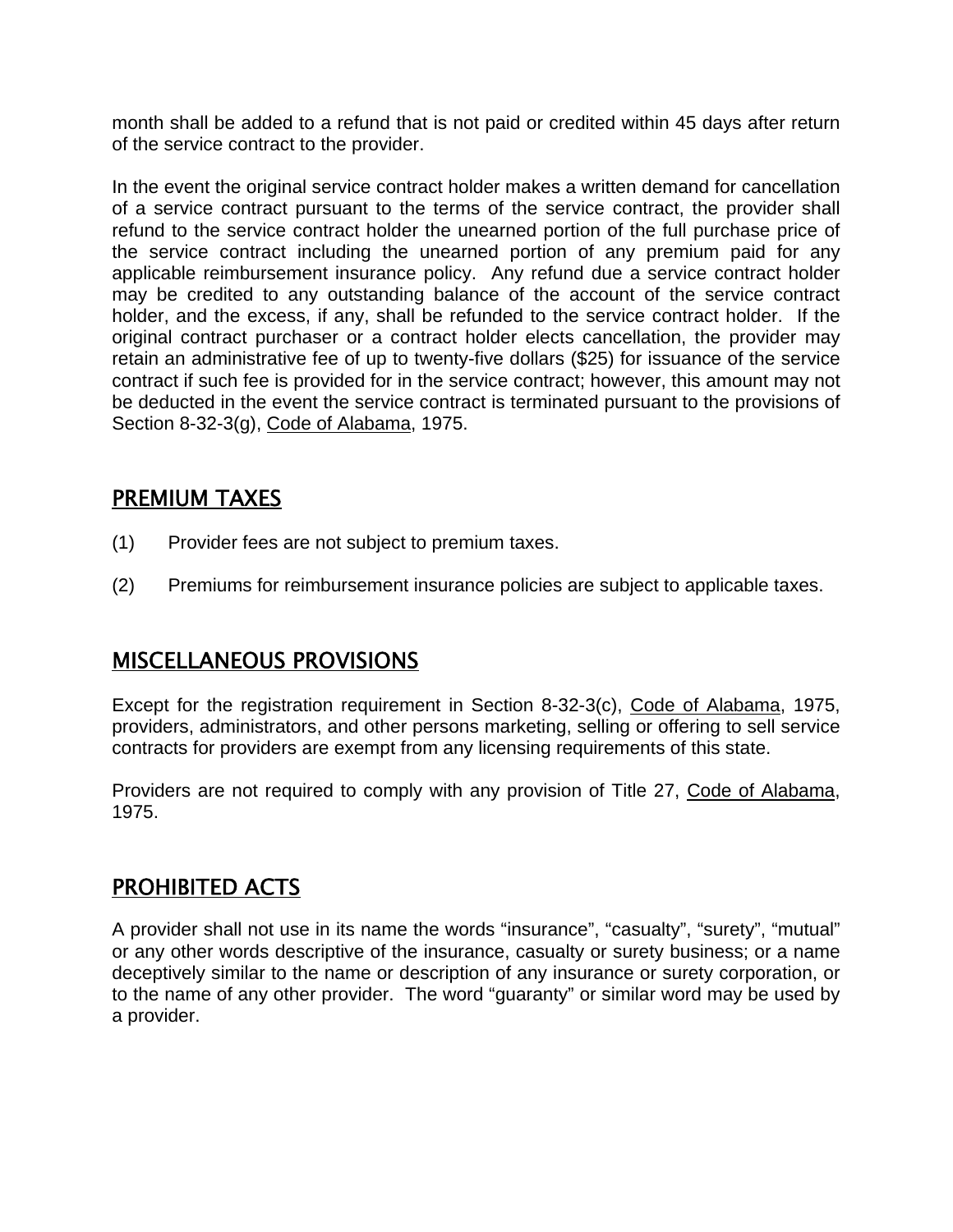month shall be added to a refund that is not paid or credited within 45 days after return of the service contract to the provider.

In the event the original service contract holder makes a written demand for cancellation of a service contract pursuant to the terms of the service contract, the provider shall refund to the service contract holder the unearned portion of the full purchase price of the service contract including the unearned portion of any premium paid for any applicable reimbursement insurance policy. Any refund due a service contract holder may be credited to any outstanding balance of the account of the service contract holder, and the excess, if any, shall be refunded to the service contract holder. If the original contract purchaser or a contract holder elects cancellation, the provider may retain an administrative fee of up to twenty-five dollars ($25) for issuance of the service contract if such fee is provided for in the service contract; however, this amount may not be deducted in the event the service contract is terminated pursuant to the provisions of Section 8-32-3(g), Code of Alabama, 1975.

## PREMIUM TAXES

(1) Provider fees are not subject to premium taxes.

(2) Premiums for reimbursement insurance policies are subject to applicable taxes.

## MISCELLANEOUS PROVISIONS

Except for the registration requirement in Section 8-32-3(c), Code of Alabama, 1975, providers, administrators, and other persons marketing, selling or offering to sell service contracts for providers are exempt from any licensing requirements of this state.

Providers are not required to comply with any provision of Title 27, Code of Alabama, 1975.

## PROHIBITED ACTS

A provider shall not use in its name the words “insurance”, “casualty”, “surety”, “mutual” or any other words descriptive of the insurance, casualty or surety business; or a name deceptively similar to the name or description of any insurance or surety corporation, or to the name of any other provider. The word “guaranty” or similar word may be used by a provider.